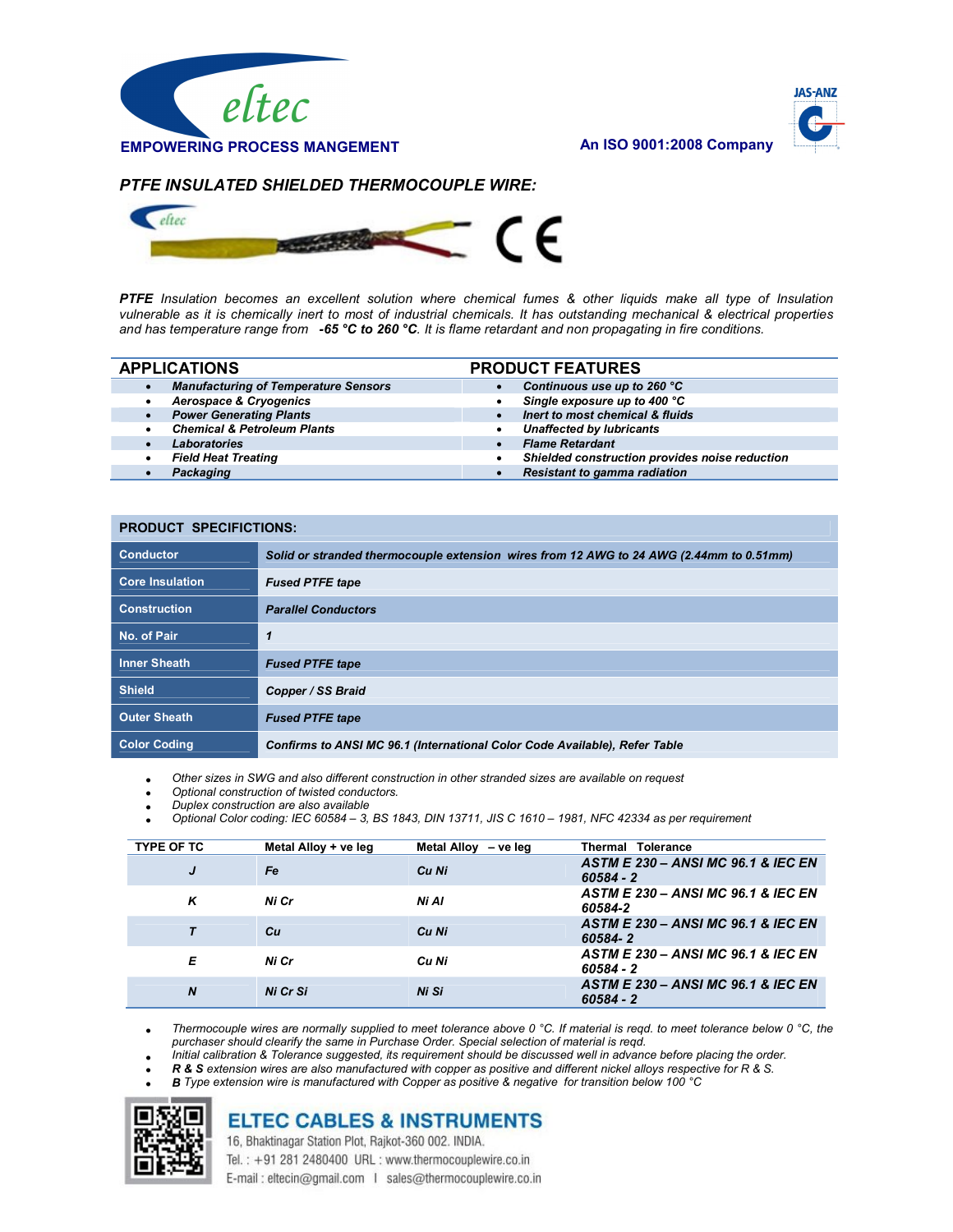eltec

EMPOWERING PROCESS MANGEMENT

An ISO 9001:2008 Company

## *PTFE INSULATED SHIELDED THERMOCOUPLE WIRE:*

***PTFE*** *Insulation becomes an excellent solution where chemical fumes & other liquids make all type of Insulation vulnerable as it is chemically inert to most of industrial chemicals. It has outstanding mechanical & electrical properties and has temperature range from* ***-65 °C to 260 °C****. It is flame retardant and non propagating in fire conditions.*

| APPLICATIONS | PRODUCT FEATURES |
|---|---|
| • ***Manufacturing of Temperature Sensors*** | • ***Continuous use up to 260 °C*** |
| • ***Aerospace & Cryogenics*** | • ***Single exposure up to 400 °C*** |
| • ***Power Generating Plants*** | • ***Inert to most chemical & fluids*** |
| • ***Chemical & Petroleum Plants*** | • ***Unaffected by lubricants*** |
| • ***Laboratories*** | • ***Flame Retardant*** |
| • ***Field Heat Treating*** | • ***Shielded construction provides noise reduction*** |
| • ***Packaging*** | • ***Resistant to gamma radiation*** |

### PRODUCT SPECIFICTIONS:

| | |
|---|---|
| **Conductor** | ***Solid or stranded thermocouple extension wires from 12 AWG to 24 AWG (2.44mm to 0.51mm)*** |
| **Core Insulation** | ***Fused PTFE tape*** |
| **Construction** | ***Parallel Conductors*** |
| **No. of Pair** | ***1*** |
| **Inner Sheath** | ***Fused PTFE tape*** |
| **Shield** | ***Copper / SS Braid*** |
| **Outer Sheath** | ***Fused PTFE tape*** |
| **Color Coding** | ***Confirms to ANSI MC 96.1 (International Color Code Available), Refer Table*** |

- *Other sizes in SWG and also different construction in other stranded sizes are available on request*
- *Optional construction of twisted conductors.*
- *Duplex construction are also available*
- *Optional Color coding: IEC 60584 – 3, BS 1843, DIN 13711, JIS C 1610 – 1981, NFC 42334 as per requirement*

| TYPE OF TC | Metal Alloy + ve leg | Metal Alloy – ve leg | Thermal Tolerance |
|---|---|---|---|
| ***J*** | ***Fe*** | ***Cu Ni*** | ***ASTM E 230 – ANSI MC 96.1 & IEC EN 60584 - 2*** |
| ***K*** | ***Ni Cr*** | ***Ni Al*** | ***ASTM E 230 – ANSI MC 96.1 & IEC EN 60584-2*** |
| ***T*** | ***Cu*** | ***Cu Ni*** | ***ASTM E 230 – ANSI MC 96.1 & IEC EN 60584- 2*** |
| ***E*** | ***Ni Cr*** | ***Cu Ni*** | ***ASTM E 230 – ANSI MC 96.1 & IEC EN 60584 - 2*** |
| ***N*** | ***Ni Cr Si*** | ***Ni Si*** | ***ASTM E 230 – ANSI MC 96.1 & IEC EN 60584 - 2*** |

- *Thermocouple wires are normally supplied to meet tolerance above 0 °C. If material is reqd. to meet tolerance below 0 °C, the purchaser should clearify the same in Purchase Order. Special selection of material is reqd.*
- *Initial calibration & Tolerance suggested, its requirement should be discussed well in advance before placing the order.*
- ***R & S*** *extension wires are also manufactured with copper as positive and different nickel alloys respective for R & S.*
- ***B*** *Type extension wire is manufactured with Copper as positive & negative for transition below 100 °C*

**ELTEC CABLES & INSTRUMENTS**

16, Bhaktinagar Station Plot, Rajkot-360 002. INDIA.

Tel. : +91 281 2480400 URL : www.thermocouplewire.co.in

E-mail : eltecin@gmail.com | sales@thermocouplewire.co.in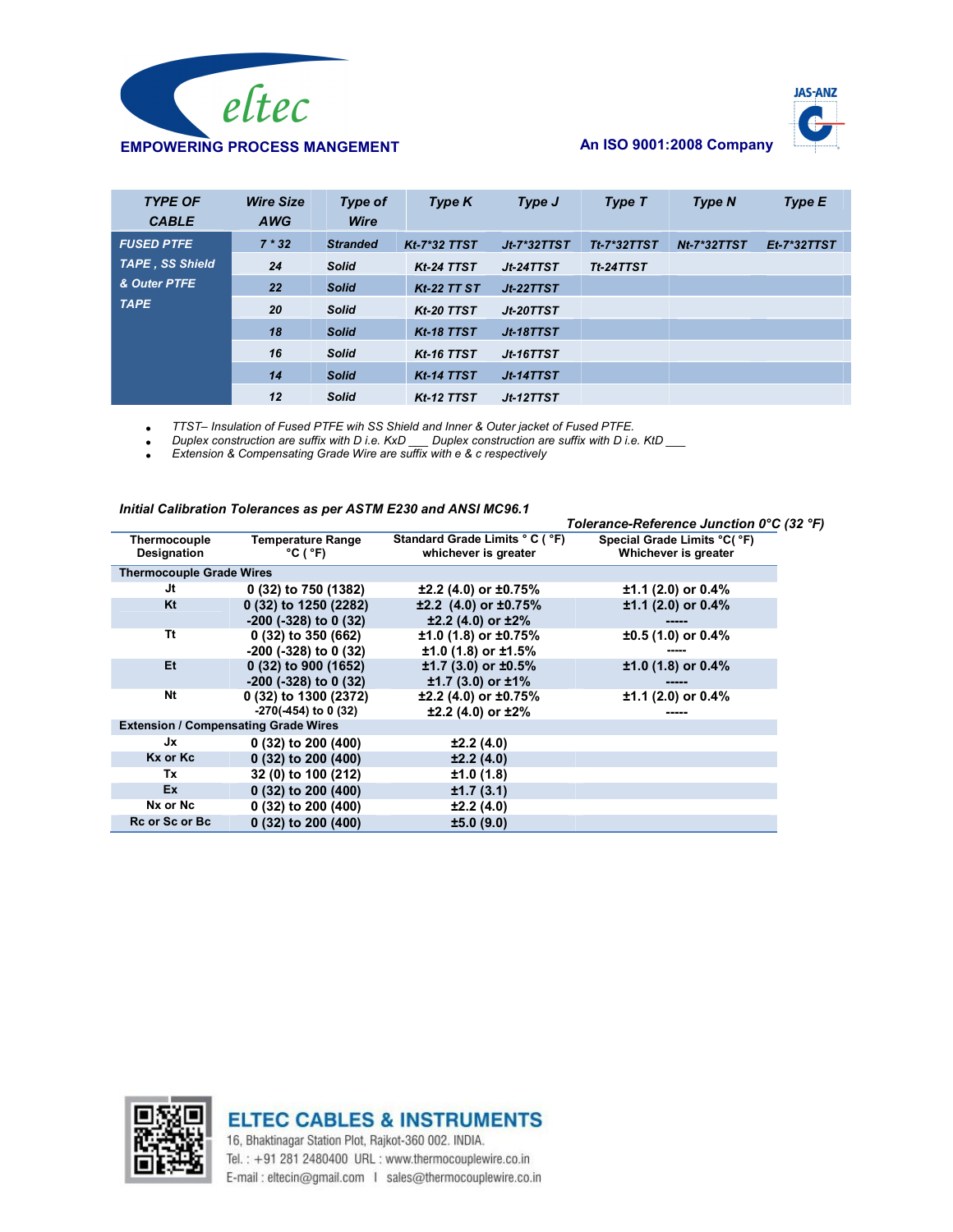**eltec**

**EMPOWERING PROCESS MANGEMENT**

**An ISO 9001:2008 Company**

| TYPE OF CABLE | Wire Size AWG | Type of Wire | Type K | Type J | Type T | Type N | Type E |
|---|---|---|---|---|---|---|---|
| FUSED PTFE TAPE , SS Shield & Outer PTFE TAPE | 7 * 32 | Stranded | Kt-7*32 TTST | Jt-7*32TTST | Tt-7*32TTST | Nt-7*32TTST | Et-7*32TTST |
| | 24 | Solid | Kt-24 TTST | Jt-24TTST | Tt-24TTST | | |
| | 22 | Solid | Kt-22 TT ST | Jt-22TTST | | | |
| | 20 | Solid | Kt-20 TTST | Jt-20TTST | | | |
| | 18 | Solid | Kt-18 TTST | Jt-18TTST | | | |
| | 16 | Solid | Kt-16 TTST | Jt-16TTST | | | |
| | 14 | Solid | Kt-14 TTST | Jt-14TTST | | | |
| | 12 | Solid | Kt-12 TTST | Jt-12TTST | | | |

- *TTST– Insulation of Fused PTFE wih SS Shield and Inner & Outer jacket of Fused PTFE.*
- *Duplex construction are suffix with D i.e. KxD ___ Duplex construction are suffix with D i.e. KtD ___*
- *Extension & Compensating Grade Wire are suffix with e & c respectively*

***Initial Calibration Tolerances as per ASTM E230 and ANSI MC96.1***

***Tolerance-Reference Junction 0°C (32 °F)***

| Thermocouple Designation | Temperature Range °C ( °F) | Standard Grade Limits ° C ( °F) whichever is greater | Special Grade Limits °C( °F) Whichever is greater |
|---|---|---|---|
| **Thermocouple Grade Wires** | | | |
| Jt | 0 (32) to 750 (1382) | ±2.2 (4.0) or ±0.75% | ±1.1 (2.0) or 0.4% |
| Kt | 0 (32) to 1250 (2282) | ±2.2 (4.0) or ±0.75% | ±1.1 (2.0) or 0.4% |
| | -200 (-328) to 0 (32) | ±2.2 (4.0) or ±2% | ----- |
| Tt | 0 (32) to 350 (662) | ±1.0 (1.8) or ±0.75% | ±0.5 (1.0) or 0.4% |
| | -200 (-328) to 0 (32) | ±1.0 (1.8) or ±1.5% | ----- |
| Et | 0 (32) to 900 (1652) | ±1.7 (3.0) or ±0.5% | ±1.0 (1.8) or 0.4% |
| | -200 (-328) to 0 (32) | ±1.7 (3.0) or ±1% | ----- |
| Nt | 0 (32) to 1300 (2372) | ±2.2 (4.0) or ±0.75% | ±1.1 (2.0) or 0.4% |
| | -270(-454) to 0 (32) | ±2.2 (4.0) or ±2% | ----- |
| **Extension / Compensating Grade Wires** | | | |
| Jx | 0 (32) to 200 (400) | ±2.2 (4.0) | |
| Kx or Kc | 0 (32) to 200 (400) | ±2.2 (4.0) | |
| Tx | 32 (0) to 100 (212) | ±1.0 (1.8) | |
| Ex | 0 (32) to 200 (400) | ±1.7 (3.1) | |
| Nx or Nc | 0 (32) to 200 (400) | ±2.2 (4.0) | |
| Rc or Sc or Bc | 0 (32) to 200 (400) | ±5.0 (9.0) | |

**ELTEC CABLES & INSTRUMENTS**

16, Bhaktinagar Station Plot, Rajkot-360 002. INDIA.

Tel. : +91 281 2480400 URL : www.thermocouplewire.co.in

E-mail : eltecin@gmail.com | sales@thermocouplewire.co.in